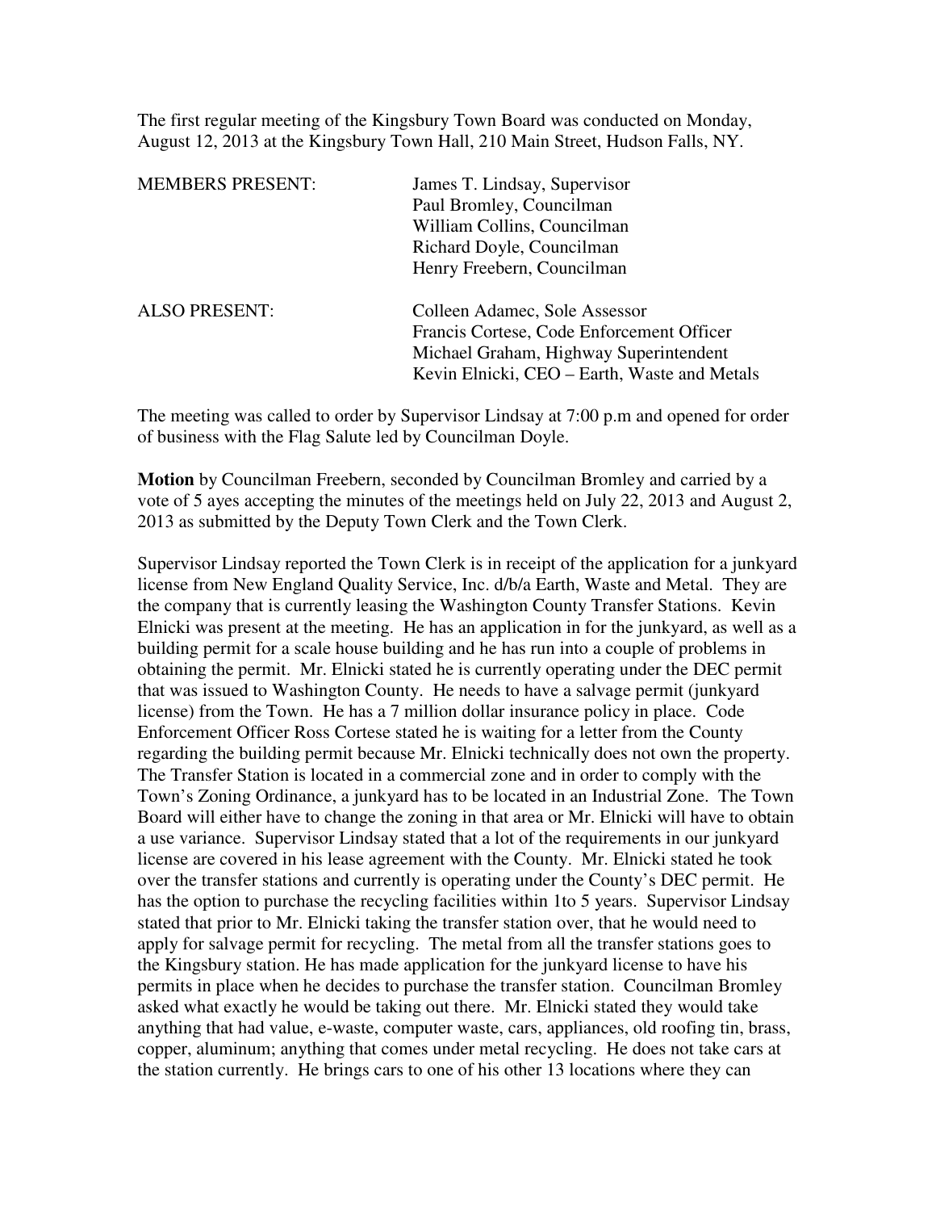The first regular meeting of the Kingsbury Town Board was conducted on Monday, August 12, 2013 at the Kingsbury Town Hall, 210 Main Street, Hudson Falls, NY.

| | |
|---|---|
| MEMBERS PRESENT: | James T. Lindsay, Supervisor<br>Paul Bromley, Councilman<br>William Collins, Councilman<br>Richard Doyle, Councilman<br>Henry Freebern, Councilman |
| ALSO PRESENT: | Colleen Adamec, Sole Assessor<br>Francis Cortese, Code Enforcement Officer<br>Michael Graham, Highway Superintendent<br>Kevin Elnicki, CEO – Earth, Waste and Metals |

The meeting was called to order by Supervisor Lindsay at 7:00 p.m and opened for order of business with the Flag Salute led by Councilman Doyle.

**Motion** by Councilman Freebern, seconded by Councilman Bromley and carried by a vote of 5 ayes accepting the minutes of the meetings held on July 22, 2013 and August 2, 2013 as submitted by the Deputy Town Clerk and the Town Clerk.

Supervisor Lindsay reported the Town Clerk is in receipt of the application for a junkyard license from New England Quality Service, Inc. d/b/a Earth, Waste and Metal. They are the company that is currently leasing the Washington County Transfer Stations. Kevin Elnicki was present at the meeting. He has an application in for the junkyard, as well as a building permit for a scale house building and he has run into a couple of problems in obtaining the permit. Mr. Elnicki stated he is currently operating under the DEC permit that was issued to Washington County. He needs to have a salvage permit (junkyard license) from the Town. He has a 7 million dollar insurance policy in place. Code Enforcement Officer Ross Cortese stated he is waiting for a letter from the County regarding the building permit because Mr. Elnicki technically does not own the property. The Transfer Station is located in a commercial zone and in order to comply with the Town's Zoning Ordinance, a junkyard has to be located in an Industrial Zone. The Town Board will either have to change the zoning in that area or Mr. Elnicki will have to obtain a use variance. Supervisor Lindsay stated that a lot of the requirements in our junkyard license are covered in his lease agreement with the County. Mr. Elnicki stated he took over the transfer stations and currently is operating under the County's DEC permit. He has the option to purchase the recycling facilities within 1to 5 years. Supervisor Lindsay stated that prior to Mr. Elnicki taking the transfer station over, that he would need to apply for salvage permit for recycling. The metal from all the transfer stations goes to the Kingsbury station. He has made application for the junkyard license to have his permits in place when he decides to purchase the transfer station. Councilman Bromley asked what exactly he would be taking out there. Mr. Elnicki stated they would take anything that had value, e-waste, computer waste, cars, appliances, old roofing tin, brass, copper, aluminum; anything that comes under metal recycling. He does not take cars at the station currently. He brings cars to one of his other 13 locations where they can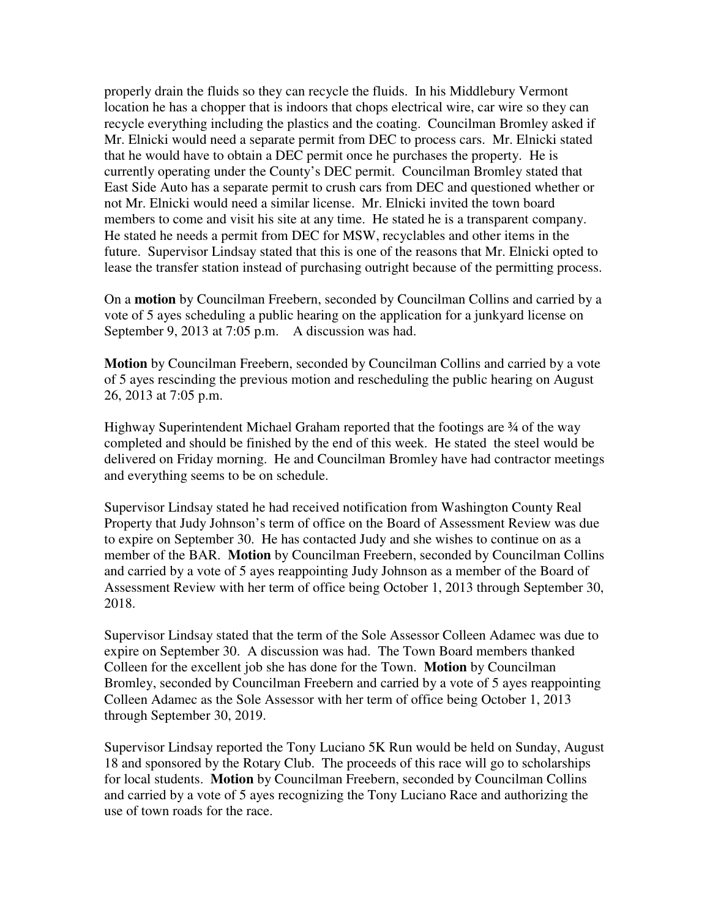properly drain the fluids so they can recycle the fluids. In his Middlebury Vermont location he has a chopper that is indoors that chops electrical wire, car wire so they can recycle everything including the plastics and the coating. Councilman Bromley asked if Mr. Elnicki would need a separate permit from DEC to process cars. Mr. Elnicki stated that he would have to obtain a DEC permit once he purchases the property. He is currently operating under the County's DEC permit. Councilman Bromley stated that East Side Auto has a separate permit to crush cars from DEC and questioned whether or not Mr. Elnicki would need a similar license. Mr. Elnicki invited the town board members to come and visit his site at any time. He stated he is a transparent company. He stated he needs a permit from DEC for MSW, recyclables and other items in the future. Supervisor Lindsay stated that this is one of the reasons that Mr. Elnicki opted to lease the transfer station instead of purchasing outright because of the permitting process.

On a **motion** by Councilman Freebern, seconded by Councilman Collins and carried by a vote of 5 ayes scheduling a public hearing on the application for a junkyard license on September 9, 2013 at 7:05 p.m. A discussion was had.

**Motion** by Councilman Freebern, seconded by Councilman Collins and carried by a vote of 5 ayes rescinding the previous motion and rescheduling the public hearing on August 26, 2013 at 7:05 p.m.

Highway Superintendent Michael Graham reported that the footings are ¾ of the way completed and should be finished by the end of this week. He stated the steel would be delivered on Friday morning. He and Councilman Bromley have had contractor meetings and everything seems to be on schedule.

Supervisor Lindsay stated he had received notification from Washington County Real Property that Judy Johnson's term of office on the Board of Assessment Review was due to expire on September 30. He has contacted Judy and she wishes to continue on as a member of the BAR. **Motion** by Councilman Freebern, seconded by Councilman Collins and carried by a vote of 5 ayes reappointing Judy Johnson as a member of the Board of Assessment Review with her term of office being October 1, 2013 through September 30, 2018.

Supervisor Lindsay stated that the term of the Sole Assessor Colleen Adamec was due to expire on September 30. A discussion was had. The Town Board members thanked Colleen for the excellent job she has done for the Town. **Motion** by Councilman Bromley, seconded by Councilman Freebern and carried by a vote of 5 ayes reappointing Colleen Adamec as the Sole Assessor with her term of office being October 1, 2013 through September 30, 2019.

Supervisor Lindsay reported the Tony Luciano 5K Run would be held on Sunday, August 18 and sponsored by the Rotary Club. The proceeds of this race will go to scholarships for local students. **Motion** by Councilman Freebern, seconded by Councilman Collins and carried by a vote of 5 ayes recognizing the Tony Luciano Race and authorizing the use of town roads for the race.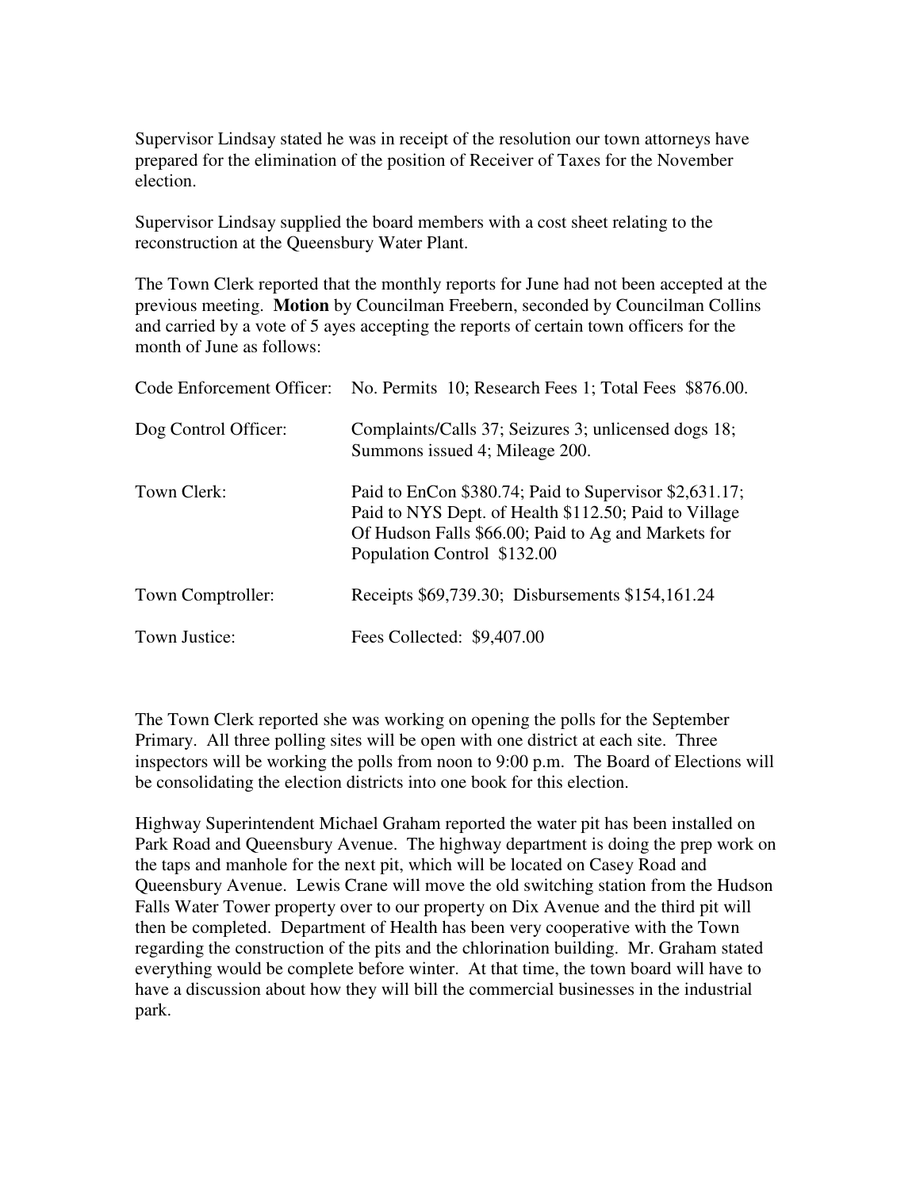Supervisor Lindsay stated he was in receipt of the resolution our town attorneys have prepared for the elimination of the position of Receiver of Taxes for the November election.

Supervisor Lindsay supplied the board members with a cost sheet relating to the reconstruction at the Queensbury Water Plant.

The Town Clerk reported that the monthly reports for June had not been accepted at the previous meeting. **Motion** by Councilman Freebern, seconded by Councilman Collins and carried by a vote of 5 ayes accepting the reports of certain town officers for the month of June as follows:

| | |
|---|---|
| Code Enforcement Officer: | No. Permits 10; Research Fees 1; Total Fees $876.00. |
| Dog Control Officer: | Complaints/Calls 37; Seizures 3; unlicensed dogs 18; Summons issued 4; Mileage 200. |
| Town Clerk: | Paid to EnCon $380.74; Paid to Supervisor $2,631.17; Paid to NYS Dept. of Health $112.50; Paid to Village Of Hudson Falls $66.00; Paid to Ag and Markets for Population Control $132.00 |
| Town Comptroller: | Receipts $69,739.30; Disbursements $154,161.24 |
| Town Justice: | Fees Collected: $9,407.00 |

The Town Clerk reported she was working on opening the polls for the September Primary. All three polling sites will be open with one district at each site. Three inspectors will be working the polls from noon to 9:00 p.m. The Board of Elections will be consolidating the election districts into one book for this election.

Highway Superintendent Michael Graham reported the water pit has been installed on Park Road and Queensbury Avenue. The highway department is doing the prep work on the taps and manhole for the next pit, which will be located on Casey Road and Queensbury Avenue. Lewis Crane will move the old switching station from the Hudson Falls Water Tower property over to our property on Dix Avenue and the third pit will then be completed. Department of Health has been very cooperative with the Town regarding the construction of the pits and the chlorination building. Mr. Graham stated everything would be complete before winter. At that time, the town board will have to have a discussion about how they will bill the commercial businesses in the industrial park.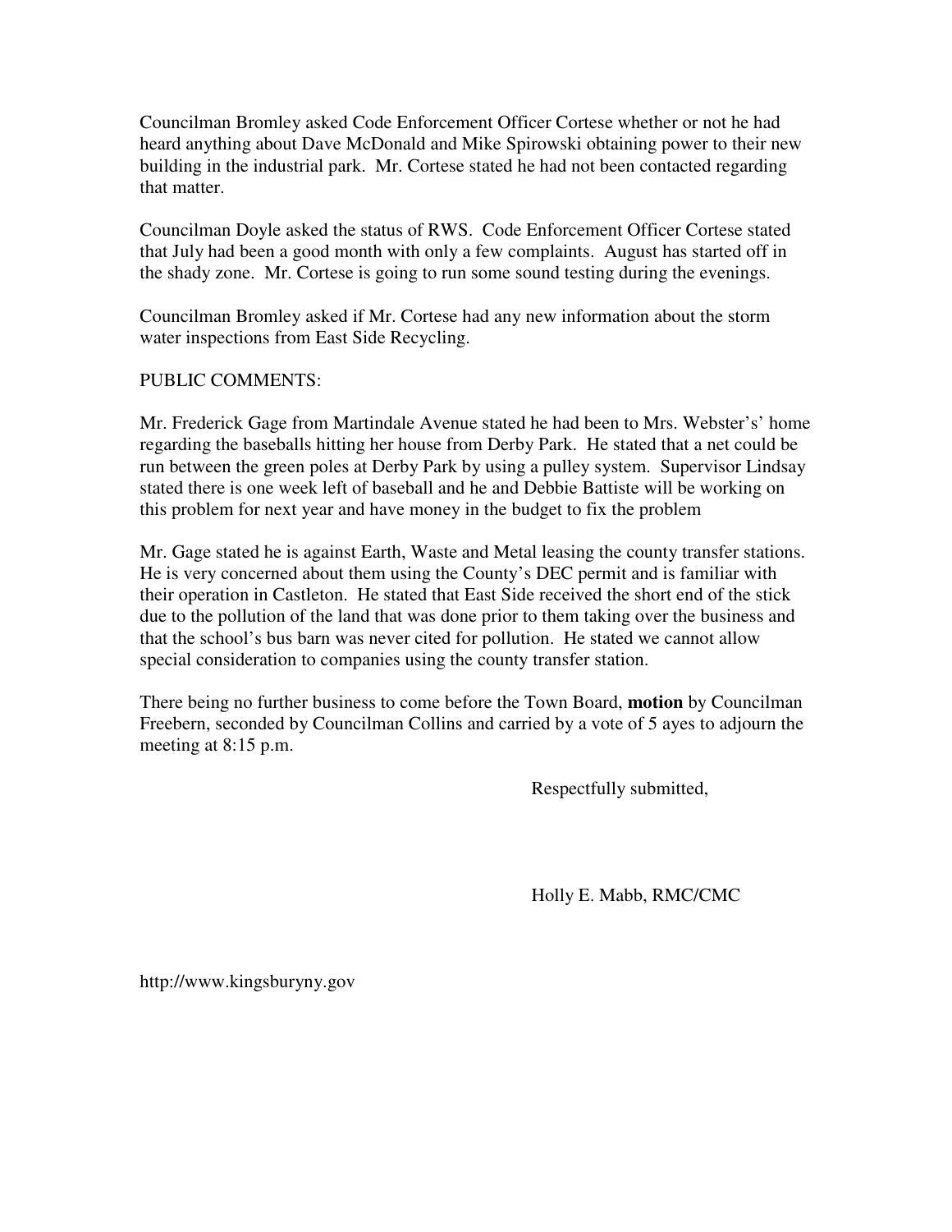Councilman Bromley asked Code Enforcement Officer Cortese whether or not he had heard anything about Dave McDonald and Mike Spirowski obtaining power to their new building in the industrial park. Mr. Cortese stated he had not been contacted regarding that matter.

Councilman Doyle asked the status of RWS. Code Enforcement Officer Cortese stated that July had been a good month with only a few complaints. August has started off in the shady zone. Mr. Cortese is going to run some sound testing during the evenings.

Councilman Bromley asked if Mr. Cortese had any new information about the storm water inspections from East Side Recycling.

PUBLIC COMMENTS:

Mr. Frederick Gage from Martindale Avenue stated he had been to Mrs. Webster's' home regarding the baseballs hitting her house from Derby Park. He stated that a net could be run between the green poles at Derby Park by using a pulley system. Supervisor Lindsay stated there is one week left of baseball and he and Debbie Battiste will be working on this problem for next year and have money in the budget to fix the problem

Mr. Gage stated he is against Earth, Waste and Metal leasing the county transfer stations. He is very concerned about them using the County's DEC permit and is familiar with their operation in Castleton. He stated that East Side received the short end of the stick due to the pollution of the land that was done prior to them taking over the business and that the school's bus barn was never cited for pollution. He stated we cannot allow special consideration to companies using the county transfer station.

There being no further business to come before the Town Board, **motion** by Councilman Freebern, seconded by Councilman Collins and carried by a vote of 5 ayes to adjourn the meeting at 8:15 p.m.

Respectfully submitted,

Holly E. Mabb, RMC/CMC

http://www.kingsburyny.gov